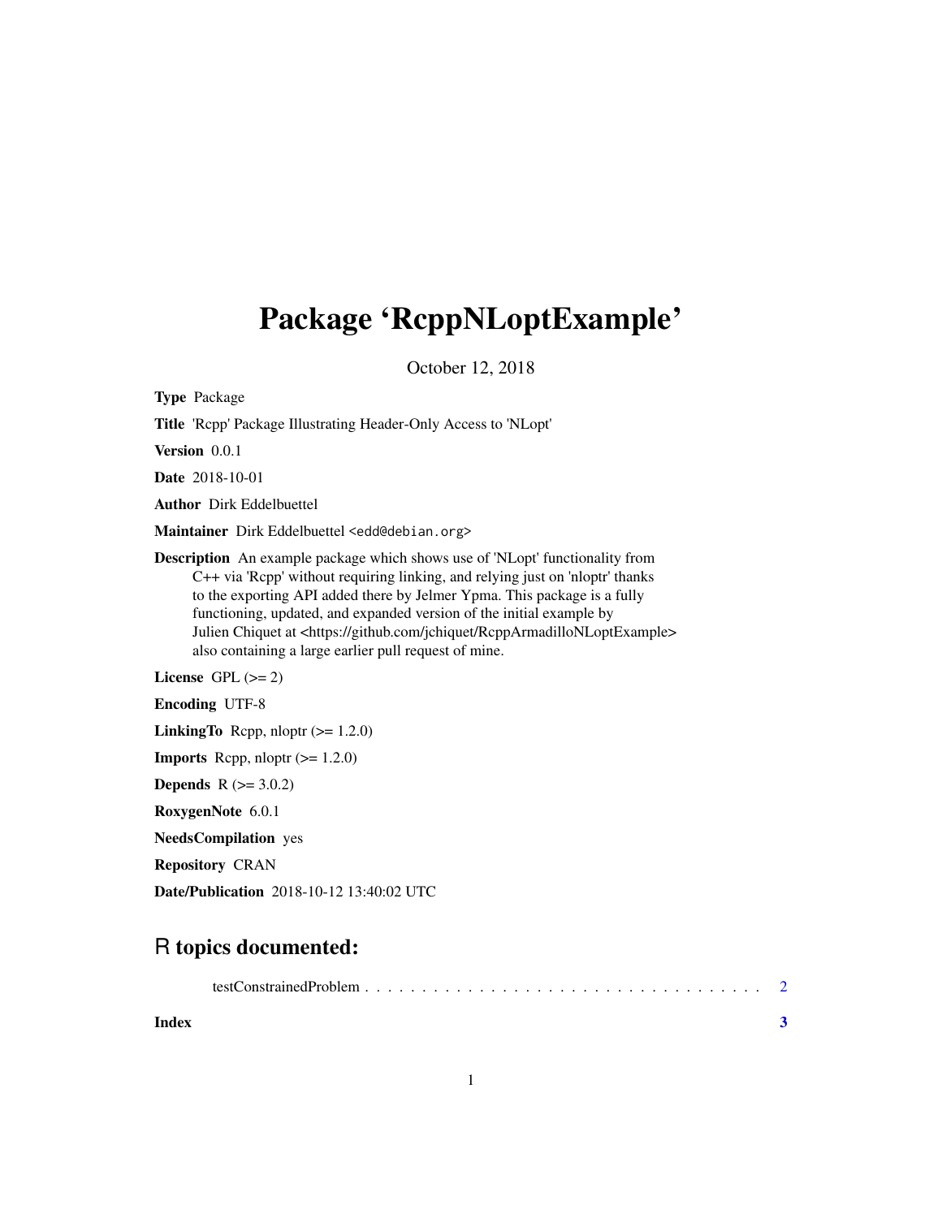# Package 'RcppNLoptExample'

October 12, 2018

**Type** Package

**Title** 'Rcpp' Package Illustrating Header-Only Access to 'NLopt'

**Version** 0.0.1

**Date** 2018-10-01

**Author** Dirk Eddelbuettel

**Maintainer** Dirk Eddelbuettel <edd@debian.org>

**Description** An example package which shows use of 'NLopt' functionality from C++ via 'Rcpp' without requiring linking, and relying just on 'nloptr' thanks to the exporting API added there by Jelmer Ypma. This package is a fully functioning, updated, and expanded version of the initial example by Julien Chiquet at <https://github.com/jchiquet/RcppArmadilloNLoptExample> also containing a large earlier pull request of mine.

**License** GPL (>= 2)

**Encoding** UTF-8

**LinkingTo** Rcpp, nloptr (>= 1.2.0)

**Imports** Rcpp, nloptr (>= 1.2.0)

**Depends** R (>= 3.0.2)

**RoxygenNote** 6.0.1

**NeedsCompilation** yes

**Repository** CRAN

**Date/Publication** 2018-10-12 13:40:02 UTC

## R topics documented:

testConstrainedProblem . . . . . . . . . . . . . . . . . . . . . . . . . . . . . . . . . . . 2

**Index** **3**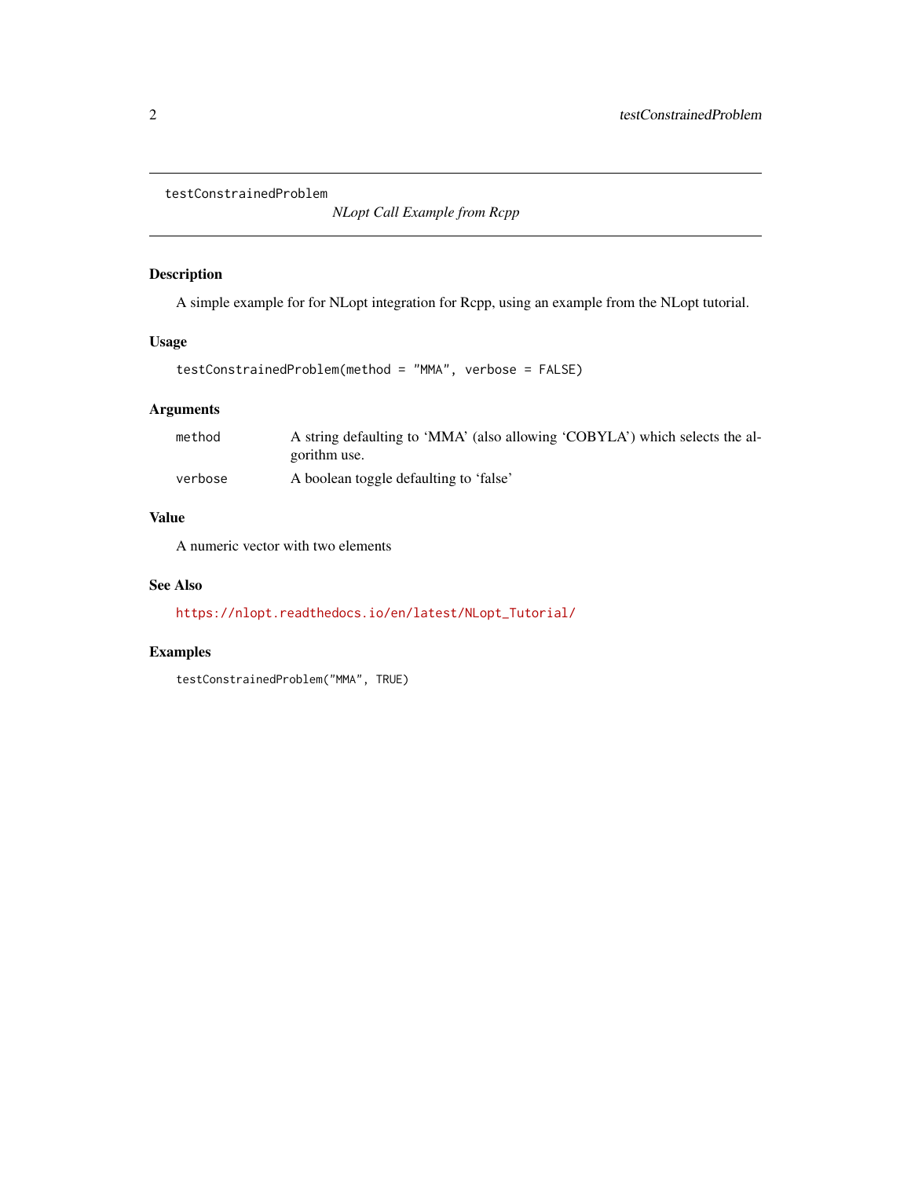`testConstrainedProblem`

*NLopt Call Example from Rcpp*

## Description

A simple example for for NLopt integration for Rcpp, using an example from the NLopt tutorial.

## Usage

```
testConstrainedProblem(method = "MMA", verbose = FALSE)
```

## Arguments

| | |
|---|---|
| method | A string defaulting to 'MMA' (also allowing 'COBYLA') which selects the algorithm use. |
| verbose | A boolean toggle defaulting to 'false' |

## Value

A numeric vector with two elements

## See Also

https://nlopt.readthedocs.io/en/latest/NLopt_Tutorial/

## Examples

```
testConstrainedProblem("MMA", TRUE)
```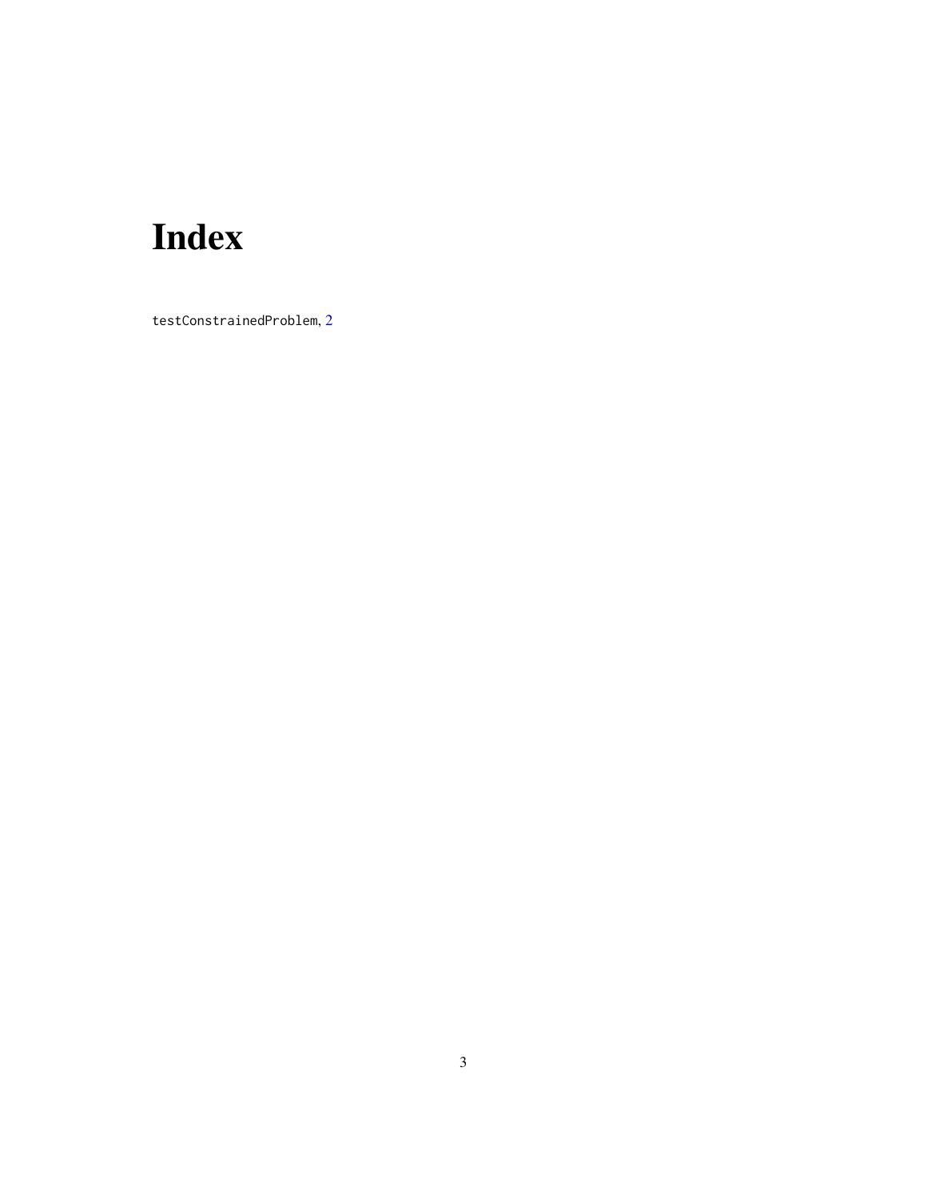# Index

testConstrainedProblem, 2